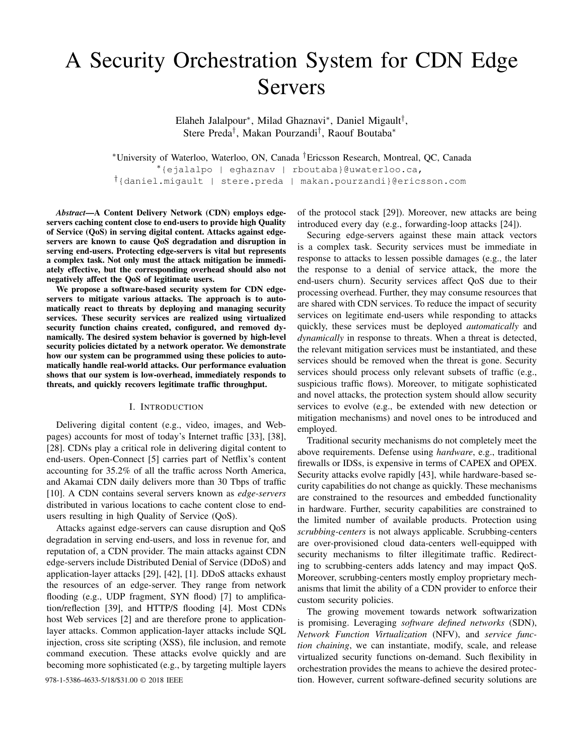# A Security Orchestration System for CDN Edge Servers

Elaheh Jalalpour[*], Milad Ghaznavi[*], Daniel Migault[†], Stere Preda[†], Makan Pourzandi[†], Raouf Boutaba[*]

[*]University of Waterloo, Waterloo, ON, Canada [†]Ericsson Research, Montreal, QC, Canada
[*]{ejalalpo | eghaznav | rboutaba}@uwaterloo.ca,
[†]{daniel.migault | stere.preda | makan.pourzandi}@ericsson.com

***Abstract*—A Content Delivery Network (CDN) employs edge-servers caching content close to end-users to provide high Quality of Service (QoS) in serving digital content. Attacks against edge-servers are known to cause QoS degradation and disruption in serving end-users. Protecting edge-servers is vital but represents a complex task. Not only must the attack mitigation be immediately effective, but the corresponding overhead should also not negatively affect the QoS of legitimate users.**

**We propose a software-based security system for CDN edge-servers to mitigate various attacks. The approach is to automatically react to threats by deploying and managing security services. These security services are realized using virtualized security function chains created, configured, and removed dynamically. The desired system behavior is governed by high-level security policies dictated by a network operator. We demonstrate how our system can be programmed using these policies to automatically handle real-world attacks. Our performance evaluation shows that our system is low-overhead, immediately responds to threats, and quickly recovers legitimate traffic throughput.**

## I. Introduction

Delivering digital content (e.g., video, images, and Web-pages) accounts for most of today's Internet traffic [33], [38], [28]. CDNs play a critical role in delivering digital content to end-users. Open-Connect [5] carries part of Netflix's content accounting for 35.2% of all the traffic across North America, and Akamai CDN daily delivers more than 30 Tbps of traffic [10]. A CDN contains several servers known as *edge-servers* distributed in various locations to cache content close to end-users resulting in high Quality of Service (QoS).

Attacks against edge-servers can cause disruption and QoS degradation in serving end-users, and loss in revenue for, and reputation of, a CDN provider. The main attacks against CDN edge-servers include Distributed Denial of Service (DDoS) and application-layer attacks [29], [42], [1]. DDoS attacks exhaust the resources of an edge-server. They range from network flooding (e.g., UDP fragment, SYN flood) [7] to amplification/reflection [39], and HTTP/S flooding [4]. Most CDNs host Web services [2] and are therefore prone to application-layer attacks. Common application-layer attacks include SQL injection, cross site scripting (XSS), file inclusion, and remote command execution. These attacks evolve quickly and are becoming more sophisticated (e.g., by targeting multiple layers of the protocol stack [29]). Moreover, new attacks are being introduced every day (e.g., forwarding-loop attacks [24]).

Securing edge-servers against these main attack vectors is a complex task. Security services must be immediate in response to attacks to lessen possible damages (e.g., the later the response to a denial of service attack, the more the end-users churn). Security services affect QoS due to their processing overhead. Further, they may consume resources that are shared with CDN services. To reduce the impact of security services on legitimate end-users while responding to attacks quickly, these services must be deployed *automatically* and *dynamically* in response to threats. When a threat is detected, the relevant mitigation services must be instantiated, and these services should be removed when the threat is gone. Security services should process only relevant subsets of traffic (e.g., suspicious traffic flows). Moreover, to mitigate sophisticated and novel attacks, the protection system should allow security services to evolve (e.g., be extended with new detection or mitigation mechanisms) and novel ones to be introduced and employed.

Traditional security mechanisms do not completely meet the above requirements. Defense using *hardware*, e.g., traditional firewalls or IDSs, is expensive in terms of CAPEX and OPEX. Security attacks evolve rapidly [43], while hardware-based security capabilities do not change as quickly. These mechanisms are constrained to the resources and embedded functionality in hardware. Further, security capabilities are constrained to the limited number of available products. Protection using *scrubbing-centers* is not always applicable. Scrubbing-centers are over-provisioned cloud data-centers well-equipped with security mechanisms to filter illegitimate traffic. Redirecting to scrubbing-centers adds latency and may impact QoS. Moreover, scrubbing-centers mostly employ proprietary mechanisms that limit the ability of a CDN provider to enforce their custom security policies.

The growing movement towards network softwarization is promising. Leveraging *software defined networks* (SDN), *Network Function Virtualization* (NFV), and *service function chaining*, we can instantiate, modify, scale, and release virtualized security functions on-demand. Such flexibility in orchestration provides the means to achieve the desired protection. However, current software-defined security solutions are

978-1-5386-4633-5/18/$31.00 © 2018 IEEE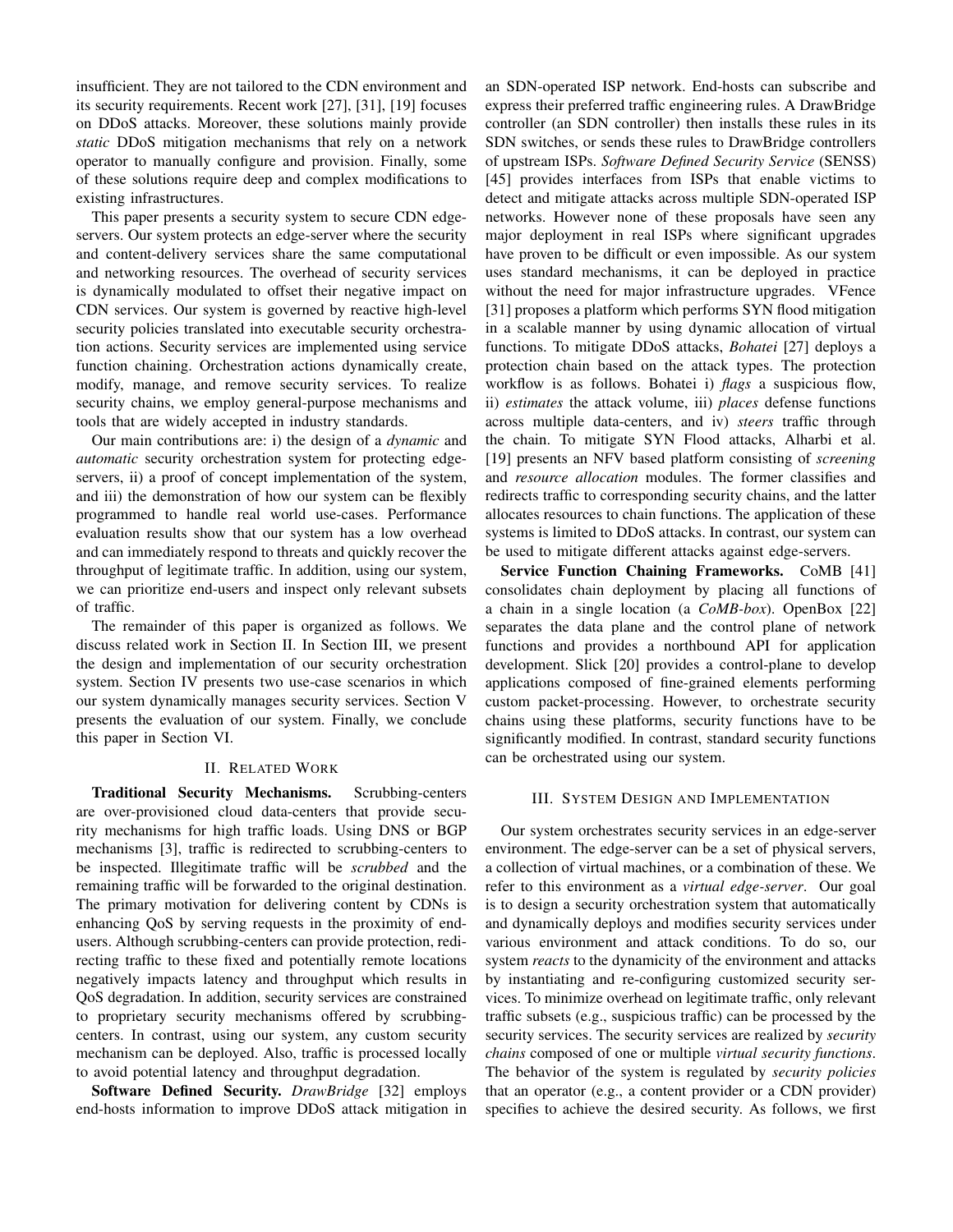insufficient. They are not tailored to the CDN environment and its security requirements. Recent work [27], [31], [19] focuses on DDoS attacks. Moreover, these solutions mainly provide *static* DDoS mitigation mechanisms that rely on a network operator to manually configure and provision. Finally, some of these solutions require deep and complex modifications to existing infrastructures.

This paper presents a security system to secure CDN edge-servers. Our system protects an edge-server where the security and content-delivery services share the same computational and networking resources. The overhead of security services is dynamically modulated to offset their negative impact on CDN services. Our system is governed by reactive high-level security policies translated into executable security orchestration actions. Security services are implemented using service function chaining. Orchestration actions dynamically create, modify, manage, and remove security services. To realize security chains, we employ general-purpose mechanisms and tools that are widely accepted in industry standards.

Our main contributions are: i) the design of a *dynamic* and *automatic* security orchestration system for protecting edge-servers, ii) a proof of concept implementation of the system, and iii) the demonstration of how our system can be flexibly programmed to handle real world use-cases. Performance evaluation results show that our system has a low overhead and can immediately respond to threats and quickly recover the throughput of legitimate traffic. In addition, using our system, we can prioritize end-users and inspect only relevant subsets of traffic.

The remainder of this paper is organized as follows. We discuss related work in Section II. In Section III, we present the design and implementation of our security orchestration system. Section IV presents two use-case scenarios in which our system dynamically manages security services. Section V presents the evaluation of our system. Finally, we conclude this paper in Section VI.

## II. Related Work

**Traditional Security Mechanisms.** Scrubbing-centers are over-provisioned cloud data-centers that provide security mechanisms for high traffic loads. Using DNS or BGP mechanisms [3], traffic is redirected to scrubbing-centers to be inspected. Illegitimate traffic will be *scrubbed* and the remaining traffic will be forwarded to the original destination. The primary motivation for delivering content by CDNs is enhancing QoS by serving requests in the proximity of end-users. Although scrubbing-centers can provide protection, redirecting traffic to these fixed and potentially remote locations negatively impacts latency and throughput which results in QoS degradation. In addition, security services are constrained to proprietary security mechanisms offered by scrubbing-centers. In contrast, using our system, any custom security mechanism can be deployed. Also, traffic is processed locally to avoid potential latency and throughput degradation.

**Software Defined Security.** *DrawBridge* [32] employs end-hosts information to improve DDoS attack mitigation in an SDN-operated ISP network. End-hosts can subscribe and express their preferred traffic engineering rules. A DrawBridge controller (an SDN controller) then installs these rules in its SDN switches, or sends these rules to DrawBridge controllers of upstream ISPs. *Software Defined Security Service* (SENSS) [45] provides interfaces from ISPs that enable victims to detect and mitigate attacks across multiple SDN-operated ISP networks. However none of these proposals have seen any major deployment in real ISPs where significant upgrades have proven to be difficult or even impossible. As our system uses standard mechanisms, it can be deployed in practice without the need for major infrastructure upgrades. VFence [31] proposes a platform which performs SYN flood mitigation in a scalable manner by using dynamic allocation of virtual functions. To mitigate DDoS attacks, *Bohatei* [27] deploys a protection chain based on the attack types. The protection workflow is as follows. Bohatei i) *flags* a suspicious flow, ii) *estimates* the attack volume, iii) *places* defense functions across multiple data-centers, and iv) *steers* traffic through the chain. To mitigate SYN Flood attacks, Alharbi et al. [19] presents an NFV based platform consisting of *screening* and *resource allocation* modules. The former classifies and redirects traffic to corresponding security chains, and the latter allocates resources to chain functions. The application of these systems is limited to DDoS attacks. In contrast, our system can be used to mitigate different attacks against edge-servers.

**Service Function Chaining Frameworks.** CoMB [41] consolidates chain deployment by placing all functions of a chain in a single location (a *CoMB-box*). OpenBox [22] separates the data plane and the control plane of network functions and provides a northbound API for application development. Slick [20] provides a control-plane to develop applications composed of fine-grained elements performing custom packet-processing. However, to orchestrate security chains using these platforms, security functions have to be significantly modified. In contrast, standard security functions can be orchestrated using our system.

## III. System Design and Implementation

Our system orchestrates security services in an edge-server environment. The edge-server can be a set of physical servers, a collection of virtual machines, or a combination of these. We refer to this environment as a *virtual edge-server*. Our goal is to design a security orchestration system that automatically and dynamically deploys and modifies security services under various environment and attack conditions. To do so, our system *reacts* to the dynamicity of the environment and attacks by instantiating and re-configuring customized security services. To minimize overhead on legitimate traffic, only relevant traffic subsets (e.g., suspicious traffic) can be processed by the security services. The security services are realized by *security chains* composed of one or multiple *virtual security functions*. The behavior of the system is regulated by *security policies* that an operator (e.g., a content provider or a CDN provider) specifies to achieve the desired security. As follows, we first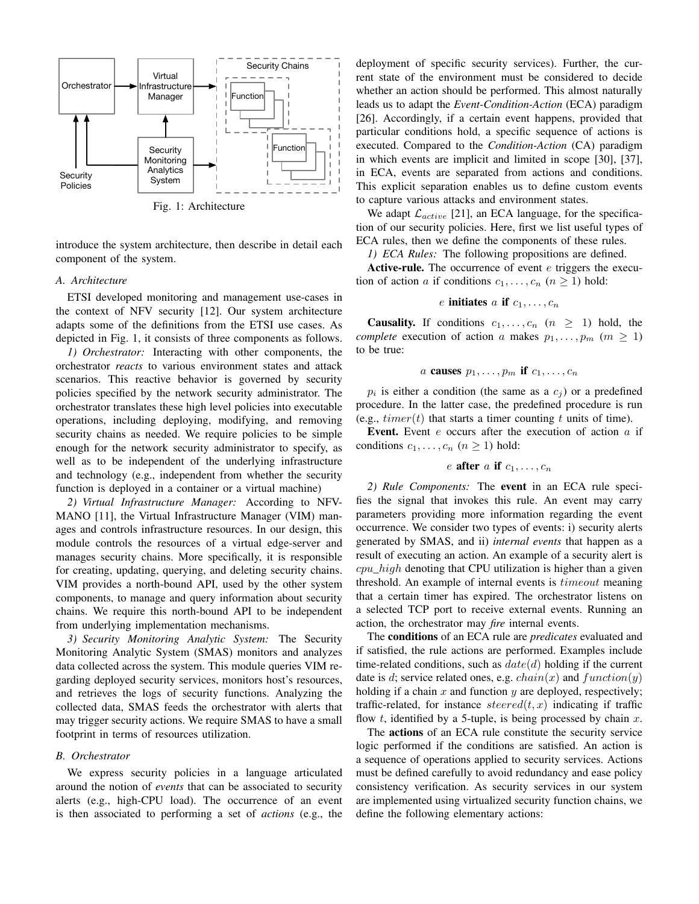Fig. 1: Architecture

introduce the system architecture, then describe in detail each component of the system.

### A. Architecture

ETSI developed monitoring and management use-cases in the context of NFV security [12]. Our system architecture adapts some of the definitions from the ETSI use cases. As depicted in Fig. 1, it consists of three components as follows.

*1) Orchestrator:* Interacting with other components, the orchestrator *reacts* to various environment states and attack scenarios. This reactive behavior is governed by security policies specified by the network security administrator. The orchestrator translates these high level policies into executable operations, including deploying, modifying, and removing security chains as needed. We require policies to be simple enough for the network security administrator to specify, as well as to be independent of the underlying infrastructure and technology (e.g., independent from whether the security function is deployed in a container or a virtual machine)

*2) Virtual Infrastructure Manager:* According to NFV-MANO [11], the Virtual Infrastructure Manager (VIM) manages and controls infrastructure resources. In our design, this module controls the resources of a virtual edge-server and manages security chains. More specifically, it is responsible for creating, updating, querying, and deleting security chains. VIM provides a north-bound API, used by the other system components, to manage and query information about security chains. We require this north-bound API to be independent from underlying implementation mechanisms.

*3) Security Monitoring Analytic System:* The Security Monitoring Analytic System (SMAS) monitors and analyzes data collected across the system. This module queries VIM regarding deployed security services, monitors host's resources, and retrieves the logs of security functions. Analyzing the collected data, SMAS feeds the orchestrator with alerts that may trigger security actions. We require SMAS to have a small footprint in terms of resources utilization.

### B. Orchestrator

We express security policies in a language articulated around the notion of *events* that can be associated to security alerts (e.g., high-CPU load). The occurrence of an event is then associated to performing a set of *actions* (e.g., the deployment of specific security services). Further, the current state of the environment must be considered to decide whether an action should be performed. This almost naturally leads us to adapt the *Event-Condition-Action* (ECA) paradigm [26]. Accordingly, if a certain event happens, provided that particular conditions hold, a specific sequence of actions is executed. Compared to the *Condition-Action* (CA) paradigm in which events are implicit and limited in scope [30], [37], in ECA, events are separated from actions and conditions. This explicit separation enables us to define custom events to capture various attacks and environment states.

We adapt $\mathcal{L}_{active}$ [21], an ECA language, for the specification of our security policies. Here, first we list useful types of ECA rules, then we define the components of these rules.

*1) ECA Rules:* The following propositions are defined.

**Active-rule.** The occurrence of event $e$ triggers the execution of action $a$ if conditions $c_1, \ldots, c_n$ $(n \geq 1)$ hold:

$$e \textbf{ initiates } a \textbf{ if } c_1, \ldots, c_n$$

**Causality.** If conditions $c_1, \ldots, c_n$ $(n \geq 1)$ hold, the *complete* execution of action $a$ makes $p_1, \ldots, p_m$ $(m \geq 1)$ to be true:

$$a \textbf{ causes } p_1, \ldots, p_m \textbf{ if } c_1, \ldots, c_n$$

$p_i$ is either a condition (the same as a $c_j$) or a predefined procedure. In the latter case, the predefined procedure is run (e.g., $timer(t)$ that starts a timer counting $t$ units of time).

**Event.** Event $e$ occurs after the execution of action $a$ if conditions $c_1, \ldots, c_n$ $(n \geq 1)$ hold:

$$e \textbf{ after } a \textbf{ if } c_1, \ldots, c_n$$

*2) Rule Components:* The **event** in an ECA rule specifies the signal that invokes this rule. An event may carry parameters providing more information regarding the event occurrence. We consider two types of events: i) security alerts generated by SMAS, and ii) *internal events* that happen as a result of executing an action. An example of a security alert is $cpu\_high$ denoting that CPU utilization is higher than a given threshold. An example of internal events is $timeout$ meaning that a certain timer has expired. The orchestrator listens on a selected TCP port to receive external events. Running an action, the orchestrator may *fire* internal events.

The **conditions** of an ECA rule are *predicates* evaluated and if satisfied, the rule actions are performed. Examples include time-related conditions, such as $date(d)$ holding if the current date is $d$; service related ones, e.g. $chain(x)$ and $function(y)$ holding if a chain $x$ and function $y$ are deployed, respectively; traffic-related, for instance $steered(t, x)$ indicating if traffic flow $t$, identified by a 5-tuple, is being processed by chain $x$.

The **actions** of an ECA rule constitute the security service logic performed if the conditions are satisfied. An action is a sequence of operations applied to security services. Actions must be defined carefully to avoid redundancy and ease policy consistency verification. As security services in our system are implemented using virtualized security function chains, we define the following elementary actions: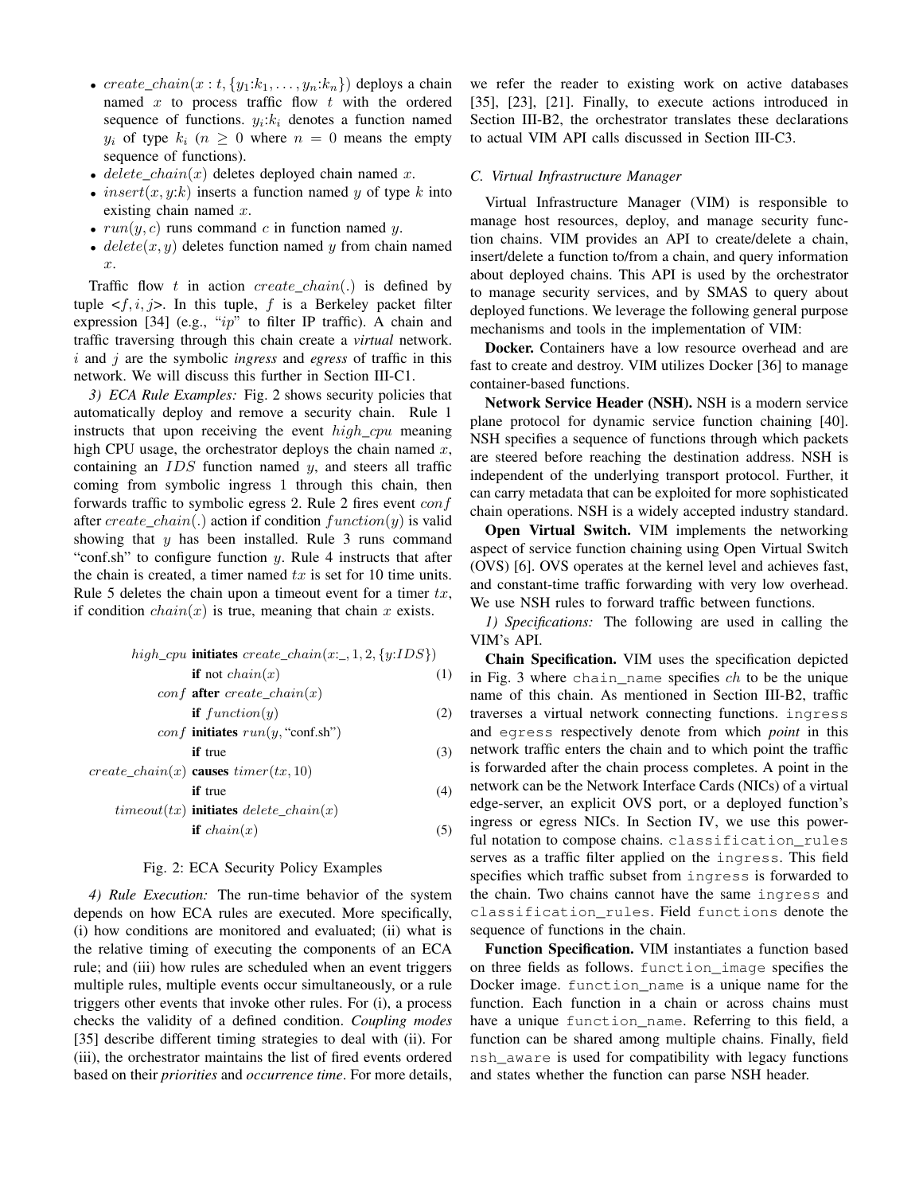- $create\_chain(x:t, \{y_1:k_1, \ldots, y_n:k_n\})$ deploys a chain named $x$ to process traffic flow $t$ with the ordered sequence of functions. $y_i:k_i$ denotes a function named $y_i$ of type $k_i$ ($n \geq 0$ where $n = 0$ means the empty sequence of functions).
- $delete\_chain(x)$ deletes deployed chain named $x$.
- $insert(x, y:k)$ inserts a function named $y$ of type $k$ into existing chain named $x$.
- $run(y, c)$ runs command $c$ in function named $y$.
- $delete(x, y)$ deletes function named $y$ from chain named $x$.

Traffic flow $t$ in action $create\_chain(.)$ is defined by tuple $<f, i, j>$. In this tuple, $f$ is a Berkeley packet filter expression [34] (e.g., "*ip*" to filter IP traffic). A chain and traffic traversing through this chain create a *virtual* network. $i$ and $j$ are the symbolic *ingress* and *egress* of traffic in this network. We will discuss this further in Section III-C1.

*3) ECA Rule Examples:* Fig. 2 shows security policies that automatically deploy and remove a security chain. Rule 1 instructs that upon receiving the event $high\_cpu$ meaning high CPU usage, the orchestrator deploys the chain named $x$, containing an $IDS$ function named $y$, and steers all traffic coming from symbolic ingress 1 through this chain, then forwards traffic to symbolic egress 2. Rule 2 fires event $conf$ after $create\_chain(.)$ action if condition $function(y)$ is valid showing that $y$ has been installed. Rule 3 runs command "conf.sh" to configure function $y$. Rule 4 instructs that after the chain is created, a timer named $tx$ is set for 10 time units. Rule 5 deletes the chain upon a timeout event for a timer $tx$, if condition $chain(x)$ is true, meaning that chain $x$ exists.

$$
\begin{aligned}
high\_cpu \ &\textbf{initiates} \ create\_chain(x{:}\_, 1, 2, \{y{:}IDS\}) \\
&\textbf{if} \text{ not } chain(x) \qquad (1) \\
conf \ &\textbf{after} \ create\_chain(x) \\
&\textbf{if} \ function(y) \qquad (2) \\
conf \ &\textbf{initiates} \ run(y, \text{"conf.sh"}) \\
&\textbf{if} \text{ true} \qquad (3) \\
create\_chain(x) \ &\textbf{causes} \ timer(tx, 10) \\
&\textbf{if} \text{ true} \qquad (4) \\
timeout(tx) \ &\textbf{initiates} \ delete\_chain(x) \\
&\textbf{if} \ chain(x) \qquad (5)
\end{aligned}
$$

Fig. 2: ECA Security Policy Examples

*4) Rule Execution:* The run-time behavior of the system depends on how ECA rules are executed. More specifically, (i) how conditions are monitored and evaluated; (ii) what is the relative timing of executing the components of an ECA rule; and (iii) how rules are scheduled when an event triggers multiple rules, multiple events occur simultaneously, or a rule triggers other events that invoke other rules. For (i), a process checks the validity of a defined condition. *Coupling modes* [35] describe different timing strategies to deal with (ii). For (iii), the orchestrator maintains the list of fired events ordered based on their *priorities* and *occurrence time*. For more details, we refer the reader to existing work on active databases [35], [23], [21]. Finally, to execute actions introduced in Section III-B2, the orchestrator translates these declarations to actual VIM API calls discussed in Section III-C3.

### C. Virtual Infrastructure Manager

Virtual Infrastructure Manager (VIM) is responsible to manage host resources, deploy, and manage security function chains. VIM provides an API to create/delete a chain, insert/delete a function to/from a chain, and query information about deployed chains. This API is used by the orchestrator to manage security services, and by SMAS to query about deployed functions. We leverage the following general purpose mechanisms and tools in the implementation of VIM:

**Docker.** Containers have a low resource overhead and are fast to create and destroy. VIM utilizes Docker [36] to manage container-based functions.

**Network Service Header (NSH).** NSH is a modern service plane protocol for dynamic service function chaining [40]. NSH specifies a sequence of functions through which packets are steered before reaching the destination address. NSH is independent of the underlying transport protocol. Further, it can carry metadata that can be exploited for more sophisticated chain operations. NSH is a widely accepted industry standard.

**Open Virtual Switch.** VIM implements the networking aspect of service function chaining using Open Virtual Switch (OVS) [6]. OVS operates at the kernel level and achieves fast, and constant-time traffic forwarding with very low overhead. We use NSH rules to forward traffic between functions.

*1) Specifications:* The following are used in calling the VIM's API.

**Chain Specification.** VIM uses the specification depicted in Fig. 3 where `chain_name` specifies $ch$ to be the unique name of this chain. As mentioned in Section III-B2, traffic traverses a virtual network connecting functions. `ingress` and `egress` respectively denote from which *point* in this network traffic enters the chain and to which point the traffic is forwarded after the chain process completes. A point in the network can be the Network Interface Cards (NICs) of a virtual edge-server, an explicit OVS port, or a deployed function's ingress or egress NICs. In Section IV, we use this powerful notation to compose chains. `classification_rules` serves as a traffic filter applied on the `ingress`. This field specifies which traffic subset from `ingress` is forwarded to the chain. Two chains cannot have the same `ingress` and `classification_rules`. Field `functions` denote the sequence of functions in the chain.

**Function Specification.** VIM instantiates a function based on three fields as follows. `function_image` specifies the Docker image. `function_name` is a unique name for the function. Each function in a chain or across chains must have a unique `function_name`. Referring to this field, a function can be shared among multiple chains. Finally, field `nsh_aware` is used for compatibility with legacy functions and states whether the function can parse NSH header.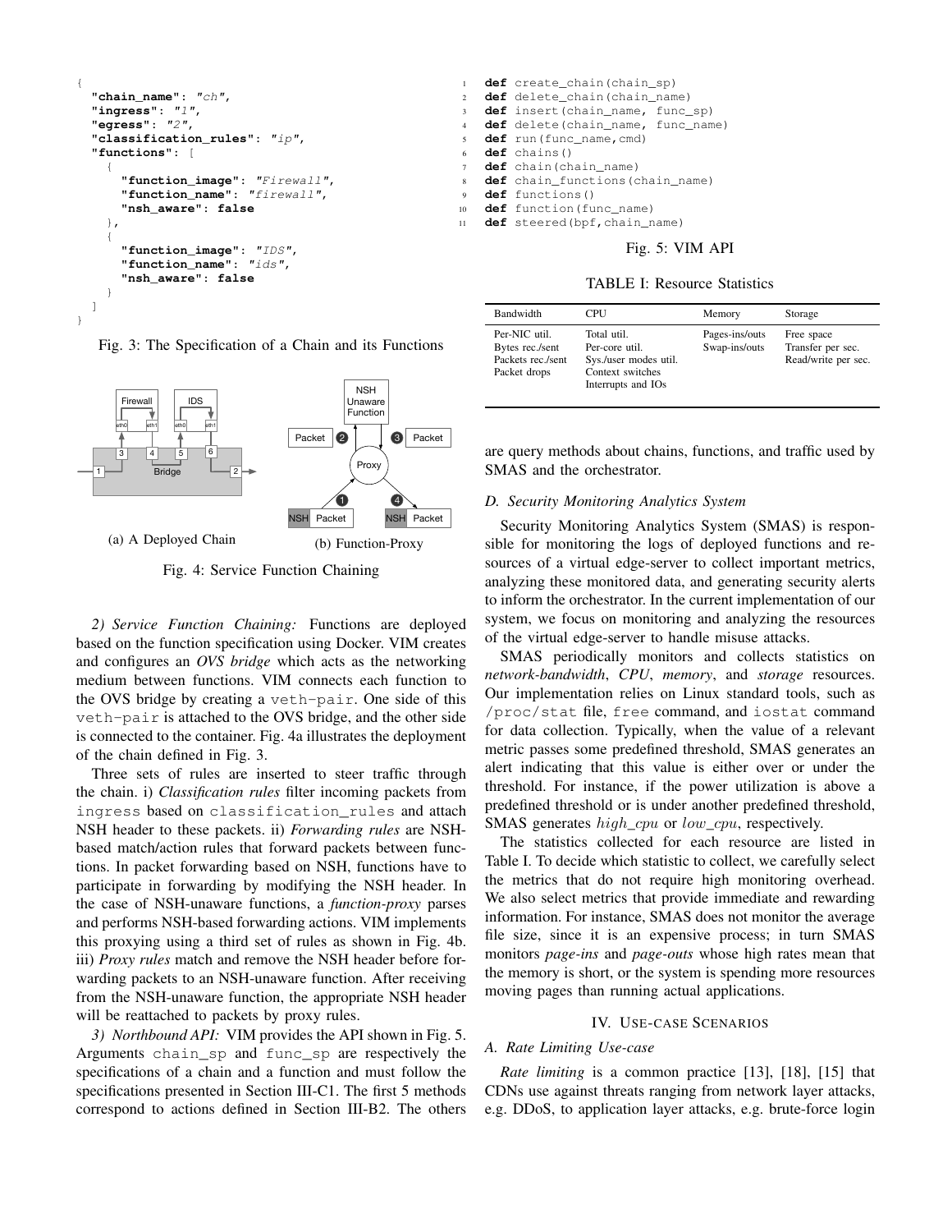```
{
  "chain_name": "ch",
  "ingress": "1",
  "egress": "2",
  "classification_rules": "ip",
  "functions": [
    {
      "function_image": "Firewall",
      "function_name": "firewall",
      "nsh_aware": false
    },
    {
      "function_image": "IDS",
      "function_name": "ids",
      "nsh_aware": false
    }
  ]
}
```

Fig. 3: The Specification of a Chain and its Functions

(a) A Deployed Chain

(b) Function-Proxy

Fig. 4: Service Function Chaining

*2) Service Function Chaining:* Functions are deployed based on the function specification using Docker. VIM creates and configures an *OVS bridge* which acts as the networking medium between functions. VIM connects each function to the OVS bridge by creating a `veth-pair`. One side of this `veth-pair` is attached to the OVS bridge, and the other side is connected to the container. Fig. 4a illustrates the deployment of the chain defined in Fig. 3.

Three sets of rules are inserted to steer traffic through the chain. i) *Classification rules* filter incoming packets from `ingress` based on `classification_rules` and attach NSH header to these packets. ii) *Forwarding rules* are NSH-based match/action rules that forward packets between functions. In packet forwarding based on NSH, functions have to participate in forwarding by modifying the NSH header. In the case of NSH-unaware functions, a *function-proxy* parses and performs NSH-based forwarding actions. VIM implements this proxying using a third set of rules as shown in Fig. 4b. iii) *Proxy rules* match and remove the NSH header before forwarding packets to an NSH-unaware function. After receiving from the NSH-unaware function, the appropriate NSH header will be reattached to packets by proxy rules.

*3) Northbound API:* VIM provides the API shown in Fig. 5. Arguments `chain_sp` and `func_sp` are respectively the specifications of a chain and a function and must follow the specifications presented in Section III-C1. The first 5 methods correspond to actions defined in Section III-B2. The others are query methods about chains, functions, and traffic used by SMAS and the orchestrator.

```
def create_chain(chain_sp)
def delete_chain(chain_name)
def insert(chain_name, func_sp)
def delete(chain_name, func_name)
def run(func_name,cmd)
def chains()
def chain(chain_name)
def chain_functions(chain_name)
def functions()
def function(func_name)
def steered(bpf,chain_name)
```

Fig. 5: VIM API

TABLE I: Resource Statistics

| Bandwidth | CPU | Memory | Storage |
|---|---|---|---|
| Per-NIC util.<br>Bytes rec./sent<br>Packets rec./sent<br>Packet drops | Total util.<br>Per-core util.<br>Sys./user modes util.<br>Context switches<br>Interrupts and IOs | Pages-ins/outs<br>Swap-ins/outs | Free space<br>Transfer per sec.<br>Read/write per sec. |

### D. Security Monitoring Analytics System

Security Monitoring Analytics System (SMAS) is responsible for monitoring the logs of deployed functions and resources of a virtual edge-server to collect important metrics, analyzing these monitored data, and generating security alerts to inform the orchestrator. In the current implementation of our system, we focus on monitoring and analyzing the resources of the virtual edge-server to handle misuse attacks.

SMAS periodically monitors and collects statistics on *network-bandwidth*, *CPU*, *memory*, and *storage* resources. Our implementation relies on Linux standard tools, such as `/proc/stat` file, `free` command, and `iostat` command for data collection. Typically, when the value of a relevant metric passes some predefined threshold, SMAS generates an alert indicating that this value is either over or under the threshold. For instance, if the power utilization is above a predefined threshold or is under another predefined threshold, SMAS generates $high\_cpu$ or $low\_cpu$, respectively.

The statistics collected for each resource are listed in Table I. To decide which statistic to collect, we carefully select the metrics that do not require high monitoring overhead. We also select metrics that provide immediate and rewarding information. For instance, SMAS does not monitor the average file size, since it is an expensive process; in turn SMAS monitors *page-ins* and *page-outs* whose high rates mean that the memory is short, or the system is spending more resources moving pages than running actual applications.

## IV. Use-case Scenarios

### A. Rate Limiting Use-case

*Rate limiting* is a common practice [13], [18], [15] that CDNs use against threats ranging from network layer attacks, e.g. DDoS, to application layer attacks, e.g. brute-force login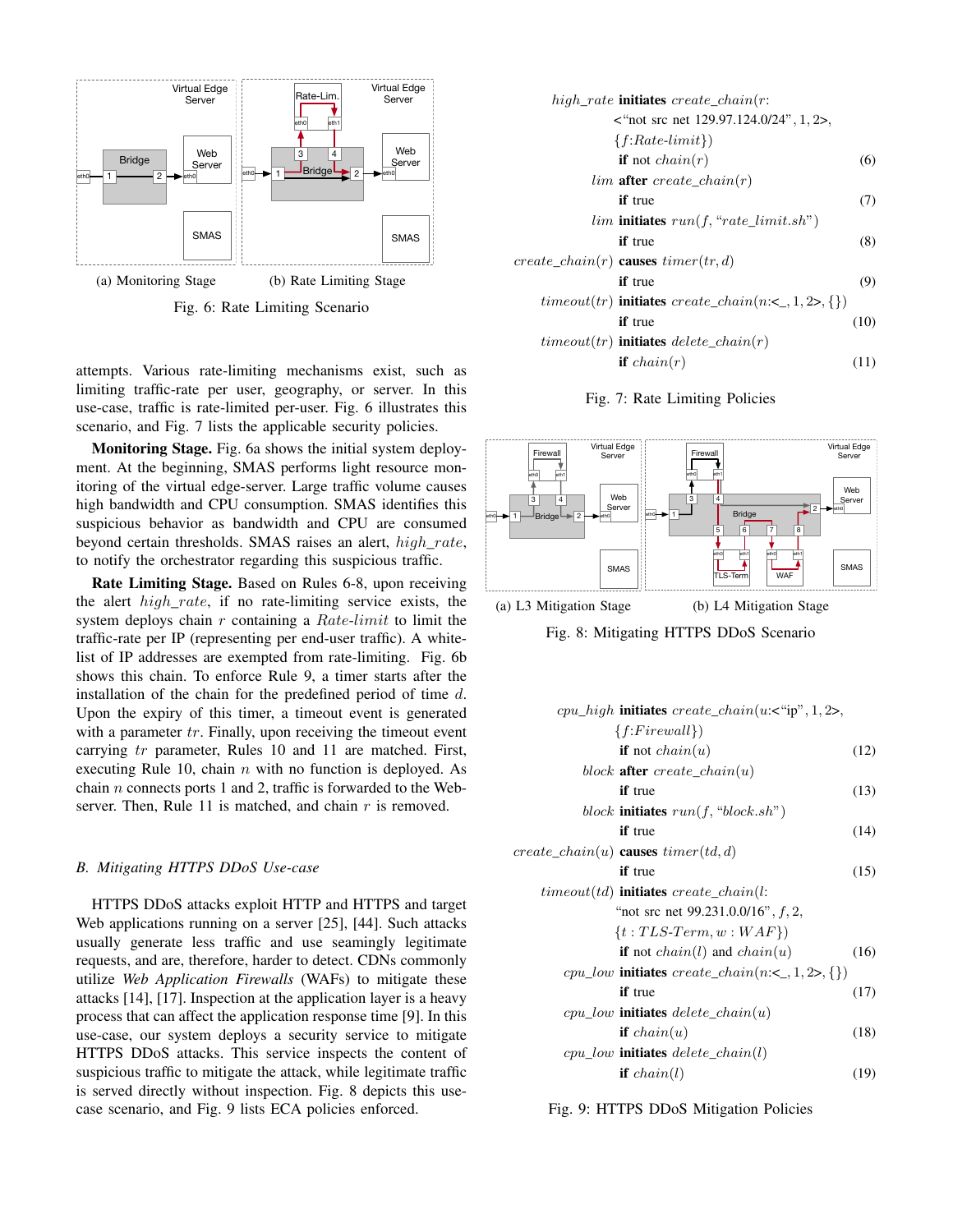(a) Monitoring Stage (b) Rate Limiting Stage

Fig. 6: Rate Limiting Scenario

attempts. Various rate-limiting mechanisms exist, such as limiting traffic-rate per user, geography, or server. In this use-case, traffic is rate-limited per-user. Fig. 6 illustrates this scenario, and Fig. 7 lists the applicable security policies.

**Monitoring Stage.** Fig. 6a shows the initial system deployment. At the beginning, SMAS performs light resource monitoring of the virtual edge-server. Large traffic volume causes high bandwidth and CPU consumption. SMAS identifies this suspicious behavior as bandwidth and CPU are consumed beyond certain thresholds. SMAS raises an alert, $high\_rate$, to notify the orchestrator regarding this suspicious traffic.

**Rate Limiting Stage.** Based on Rules 6-8, upon receiving the alert $high\_rate$, if no rate-limiting service exists, the system deploys chain $r$ containing a $Rate\text{-}limit$ to limit the traffic-rate per IP (representing per end-user traffic). A whitelist of IP addresses are exempted from rate-limiting. Fig. 6b shows this chain. To enforce Rule 9, a timer starts after the installation of the chain for the predefined period of time $d$. Upon the expiry of this timer, a timeout event is generated with a parameter $tr$. Finally, upon receiving the timeout event carrying $tr$ parameter, Rules 10 and 11 are matched. First, executing Rule 10, chain $n$ with no function is deployed. As chain $n$ connects ports 1 and 2, traffic is forwarded to the Web-server. Then, Rule 11 is matched, and chain $r$ is removed.

### B. Mitigating HTTPS DDoS Use-case

HTTPS DDoS attacks exploit HTTP and HTTPS and target Web applications running on a server [25], [44]. Such attacks usually generate less traffic and use seamingly legitimate requests, and are, therefore, harder to detect. CDNs commonly utilize *Web Application Firewalls* (WAFs) to mitigate these attacks [14], [17]. Inspection at the application layer is a heavy process that can affect the application response time [9]. In this use-case, our system deploys a security service to mitigate HTTPS DDoS attacks. This service inspects the content of suspicious traffic to mitigate the attack, while legitimate traffic is served directly without inspection. Fig. 8 depicts this use-case scenario, and Fig. 9 lists ECA policies enforced.

$$
\begin{aligned}
&high\_rate \textbf{ initiates } create\_chain(r\text{:}\\
&\quad <\text{“not src net 129.97.124.0/24”}, 1, 2>,\\
&\quad \{f\text{:}Rate\text{-}limit\})\\
&\quad \textbf{if } \text{not } chain(r) && (6)\\
&lim \textbf{ after } create\_chain(r)\\
&\quad \textbf{if } \text{true} && (7)\\
&lim \textbf{ initiates } run(f, \text{“}rate\_limit.sh\text{”})\\
&\quad \textbf{if } \text{true} && (8)\\
&create\_chain(r) \textbf{ causes } timer(tr, d)\\
&\quad \textbf{if } \text{true} && (9)\\
&timeout(tr) \textbf{ initiates } create\_chain(n\text{:}<\_, 1, 2>, \{\})\\
&\quad \textbf{if } \text{true} && (10)\\
&timeout(tr) \textbf{ initiates } delete\_chain(r)\\
&\quad \textbf{if } chain(r) && (11)
\end{aligned}
$$

Fig. 7: Rate Limiting Policies

(a) L3 Mitigation Stage (b) L4 Mitigation Stage

Fig. 8: Mitigating HTTPS DDoS Scenario

$$
\begin{aligned}
&cpu\_high \textbf{ initiates } create\_chain(u\text{:}<\text{“ip”}, 1, 2>,\\
&\quad \{f\text{:}Firewall\})\\
&\quad \textbf{if } \text{not } chain(u) && (12)\\
&block \textbf{ after } create\_chain(u)\\
&\quad \textbf{if } \text{true} && (13)\\
&block \textbf{ initiates } run(f, \text{“}block.sh\text{”})\\
&\quad \textbf{if } \text{true} && (14)\\
&create\_chain(u) \textbf{ causes } timer(td, d)\\
&\quad \textbf{if } \text{true} && (15)\\
&timeout(td) \textbf{ initiates } create\_chain(l\text{:}\\
&\quad \text{“not src net 99.231.0.0/16”}, f, 2,\\
&\quad \{t : TLS\text{-}Term, w : WAF\})\\
&\quad \textbf{if } \text{not } chain(l) \text{ and } chain(u) && (16)\\
&cpu\_low \textbf{ initiates } create\_chain(n\text{:}<\_, 1, 2>, \{\})\\
&\quad \textbf{if } \text{true} && (17)\\
&cpu\_low \textbf{ initiates } delete\_chain(u)\\
&\quad \textbf{if } chain(u) && (18)\\
&cpu\_low \textbf{ initiates } delete\_chain(l)\\
&\quad \textbf{if } chain(l) && (19)
\end{aligned}
$$

Fig. 9: HTTPS DDoS Mitigation Policies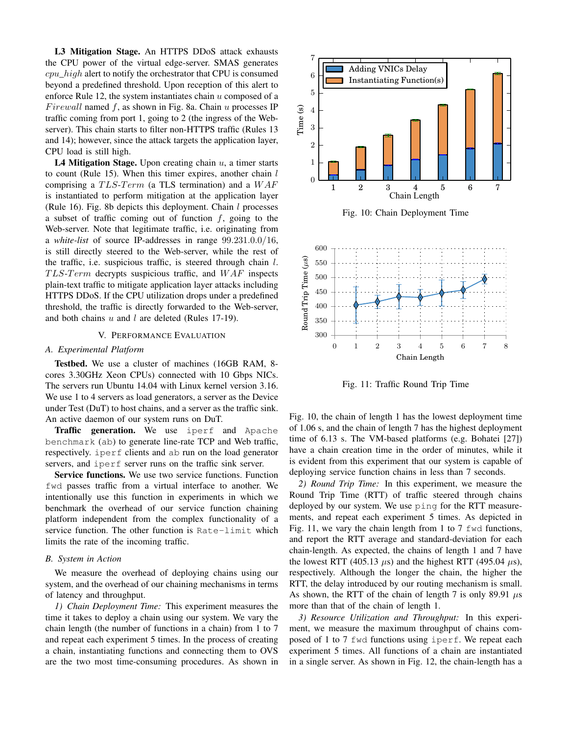**L3 Mitigation Stage.** An HTTPS DDoS attack exhausts the CPU power of the virtual edge-server. SMAS generates $cpu\_high$ alert to notify the orchestrator that CPU is consumed beyond a predefined threshold. Upon reception of this alert to enforce Rule 12, the system instantiates chain $u$ composed of a $Firewall$ named $f$, as shown in Fig. 8a. Chain $u$ processes IP traffic coming from port 1, going to 2 (the ingress of the Web-server). This chain starts to filter non-HTTPS traffic (Rules 13 and 14); however, since the attack targets the application layer, CPU load is still high.

**L4 Mitigation Stage.** Upon creating chain $u$, a timer starts to count (Rule 15). When this timer expires, another chain $l$ comprising a $TLS\text{-}Term$ (a TLS termination) and a $WAF$ is instantiated to perform mitigation at the application layer (Rule 16). Fig. 8b depicts this deployment. Chain $l$ processes a subset of traffic coming out of function $f$, going to the Web-server. Note that legitimate traffic, i.e. originating from a *white-list* of source IP-addresses in range 99.231.0.0/16, is still directly steered to the Web-server, while the rest of the traffic, i.e. suspicious traffic, is steered through chain $l$. $TLS\text{-}Term$ decrypts suspicious traffic, and $WAF$ inspects plain-text traffic to mitigate application layer attacks including HTTPS DDoS. If the CPU utilization drops under a predefined threshold, the traffic is directly forwarded to the Web-server, and both chains $u$ and $l$ are deleted (Rules 17-19).

## V. Performance Evaluation

### A. Experimental Platform

**Testbed.** We use a cluster of machines (16GB RAM, 8-cores 3.30GHz Xeon CPUs) connected with 10 Gbps NICs. The servers run Ubuntu 14.04 with Linux kernel version 3.16. We use 1 to 4 servers as load generators, a server as the Device under Test (DuT) to host chains, and a server as the traffic sink. An active daemon of our system runs on DuT.

**Traffic generation.** We use `iperf` and `Apache benchmark` (`ab`) to generate line-rate TCP and Web traffic, respectively. `iperf` clients and `ab` run on the load generator servers, and `iperf` server runs on the traffic sink server.

**Service functions.** We use two service functions. Function `fwd` passes traffic from a virtual interface to another. We intentionally use this function in experiments in which we benchmark the overhead of our service function chaining platform independent from the complex functionality of a service function. The other function is `Rate-limit` which limits the rate of the incoming traffic.

### B. System in Action

We measure the overhead of deploying chains using our system, and the overhead of our chaining mechanisms in terms of latency and throughput.

*1) Chain Deployment Time:* This experiment measures the time it takes to deploy a chain using our system. We vary the chain length (the number of functions in a chain) from 1 to 7 and repeat each experiment 5 times. In the process of creating a chain, instantiating functions and connecting them to OVS are the two most time-consuming procedures. As shown in Fig. 10, the chain of length 1 has the lowest deployment time of 1.06 s, and the chain of length 7 has the highest deployment time of 6.13 s. The VM-based platforms (e.g. Bohatei [27]) have a chain creation time in the order of minutes, while it is evident from this experiment that our system is capable of deploying service function chains in less than 7 seconds.

Fig. 10: Chain Deployment Time

Fig. 11: Traffic Round Trip Time

*2) Round Trip Time:* In this experiment, we measure the Round Trip Time (RTT) of traffic steered through chains deployed by our system. We use `ping` for the RTT measurements, and repeat each experiment 5 times. As depicted in Fig. 11, we vary the chain length from 1 to 7 `fwd` functions, and report the RTT average and standard-deviation for each chain-length. As expected, the chains of length 1 and 7 have the lowest RTT (405.13 $\mu$s) and the highest RTT (495.04 $\mu$s), respectively. Although the longer the chain, the higher the RTT, the delay introduced by our routing mechanism is small. As shown, the RTT of the chain of length 7 is only 89.91 $\mu$s more than that of the chain of length 1.

*3) Resource Utilization and Throughput:* In this experiment, we measure the maximum throughput of chains composed of 1 to 7 `fwd` functions using `iperf`. We repeat each experiment 5 times. All functions of a chain are instantiated in a single server. As shown in Fig. 12, the chain-length has a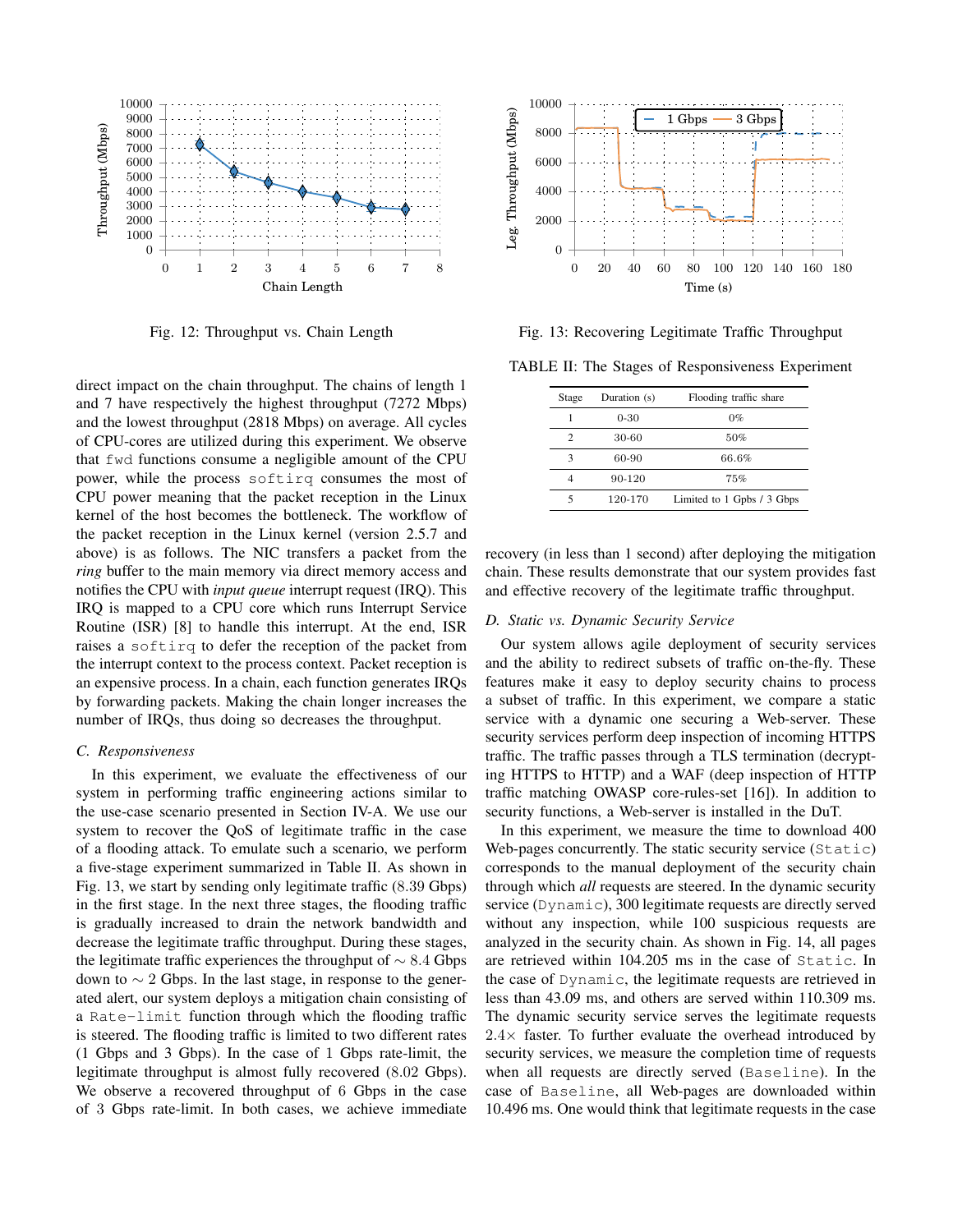Fig. 12: Throughput vs. Chain Length

Fig. 13: Recovering Legitimate Traffic Throughput

TABLE II: The Stages of Responsiveness Experiment

| Stage | Duration (s) | Flooding traffic share |
|---|---|---|
| 1 | 0-30 | 0% |
| 2 | 30-60 | 50% |
| 3 | 60-90 | 66.6% |
| 4 | 90-120 | 75% |
| 5 | 120-170 | Limited to 1 Gpbs / 3 Gbps |

direct impact on the chain throughput. The chains of length 1 and 7 have respectively the highest throughput (7272 Mbps) and the lowest throughput (2818 Mbps) on average. All cycles of CPU-cores are utilized during this experiment. We observe that `fwd` functions consume a negligible amount of the CPU power, while the process `softirq` consumes the most of CPU power meaning that the packet reception in the Linux kernel of the host becomes the bottleneck. The workflow of the packet reception in the Linux kernel (version 2.5.7 and above) is as follows. The NIC transfers a packet from the *ring* buffer to the main memory via direct memory access and notifies the CPU with *input queue* interrupt request (IRQ). This IRQ is mapped to a CPU core which runs Interrupt Service Routine (ISR) [8] to handle this interrupt. At the end, ISR raises a `softirq` to defer the reception of the packet from the interrupt context to the process context. Packet reception is an expensive process. In a chain, each function generates IRQs by forwarding packets. Making the chain longer increases the number of IRQs, thus doing so decreases the throughput.

### C. Responsiveness

In this experiment, we evaluate the effectiveness of our system in performing traffic engineering actions similar to the use-case scenario presented in Section IV-A. We use our system to recover the QoS of legitimate traffic in the case of a flooding attack. To emulate such a scenario, we perform a five-stage experiment summarized in Table II. As shown in Fig. 13, we start by sending only legitimate traffic (8.39 Gbps) in the first stage. In the next three stages, the flooding traffic is gradually increased to drain the network bandwidth and decrease the legitimate traffic throughput. During these stages, the legitimate traffic experiences the throughput of $\sim 8.4$ Gbps down to $\sim 2$ Gbps. In the last stage, in response to the generated alert, our system deploys a mitigation chain consisting of a `Rate-limit` function through which the flooding traffic is steered. The flooding traffic is limited to two different rates (1 Gbps and 3 Gbps). In the case of 1 Gbps rate-limit, the legitimate throughput is almost fully recovered (8.02 Gbps). We observe a recovered throughput of 6 Gbps in the case of 3 Gbps rate-limit. In both cases, we achieve immediate recovery (in less than 1 second) after deploying the mitigation chain. These results demonstrate that our system provides fast and effective recovery of the legitimate traffic throughput.

### D. Static vs. Dynamic Security Service

Our system allows agile deployment of security services and the ability to redirect subsets of traffic on-the-fly. These features make it easy to deploy security chains to process a subset of traffic. In this experiment, we compare a static service with a dynamic one securing a Web-server. These security services perform deep inspection of incoming HTTPS traffic. The traffic passes through a TLS termination (decrypting HTTPS to HTTP) and a WAF (deep inspection of HTTP traffic matching OWASP core-rules-set [16]). In addition to security functions, a Web-server is installed in the DuT.

In this experiment, we measure the time to download 400 Web-pages concurrently. The static security service (`Static`) corresponds to the manual deployment of the security chain through which *all* requests are steered. In the dynamic security service (`Dynamic`), 300 legitimate requests are directly served without any inspection, while 100 suspicious requests are analyzed in the security chain. As shown in Fig. 14, all pages are retrieved within 104.205 ms in the case of `Static`. In the case of `Dynamic`, the legitimate requests are retrieved in less than 43.09 ms, and others are served within 110.309 ms. The dynamic security service serves the legitimate requests $2.4\times$ faster. To further evaluate the overhead introduced by security services, we measure the completion time of requests when all requests are directly served (`Baseline`). In the case of `Baseline`, all Web-pages are downloaded within 10.496 ms. One would think that legitimate requests in the case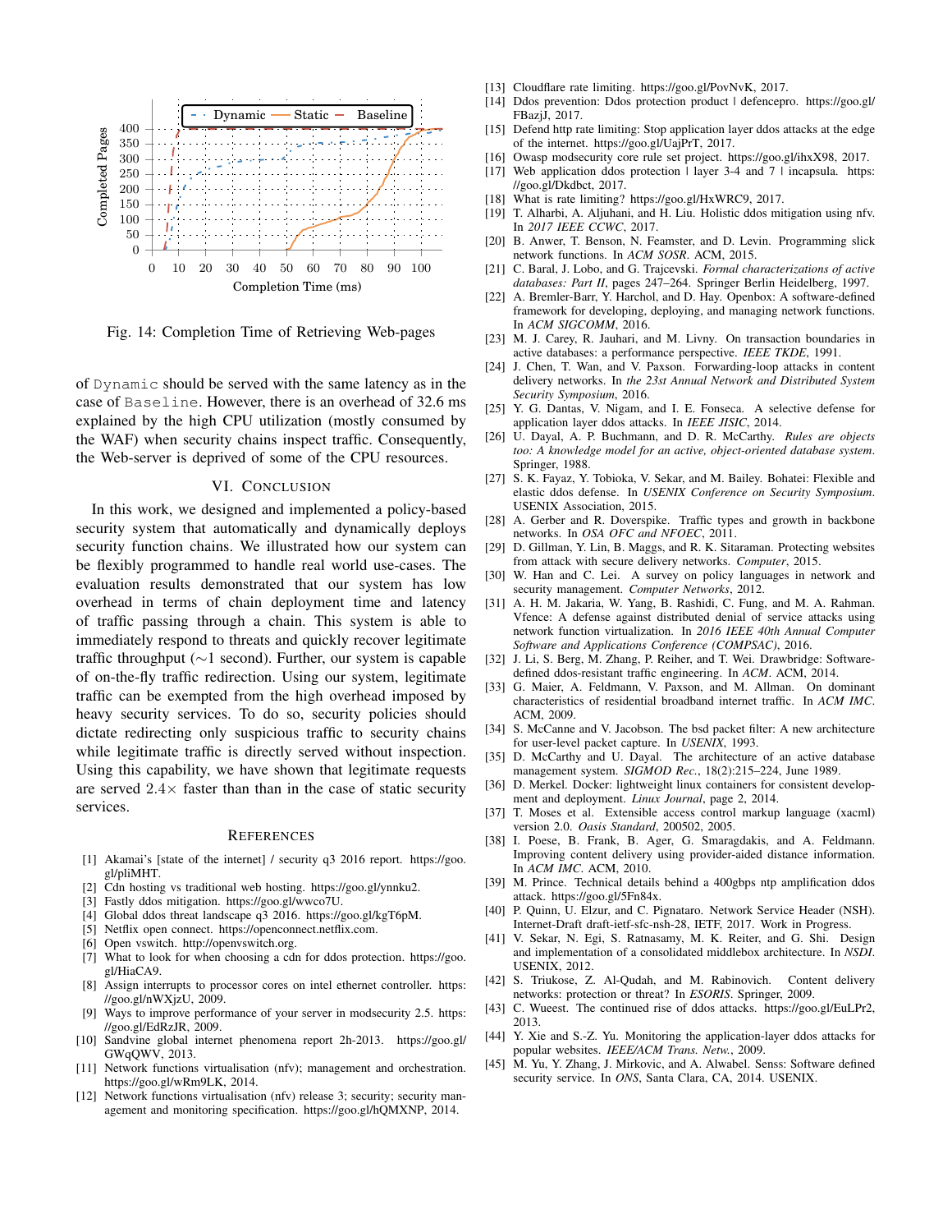Dynamic Static Baseline

Completed Pages

400
350
300
250
200
150
100
50
0

0 10 20 30 40 50 60 70 80 90 100

Completion Time (ms)

Fig. 14: Completion Time of Retrieving Web-pages

of Dynamic should be served with the same latency as in the case of Baseline. However, there is an overhead of 32.6 ms explained by the high CPU utilization (mostly consumed by the WAF) when security chains inspect traffic. Consequently, the Web-server is deprived of some of the CPU resources.

## VI. Conclusion

In this work, we designed and implemented a policy-based security system that automatically and dynamically deploys security function chains. We illustrated how our system can be flexibly programmed to handle real world use-cases. The evaluation results demonstrated that our system has low overhead in terms of chain deployment time and latency of traffic passing through a chain. This system is able to immediately respond to threats and quickly recover legitimate traffic throughput (∼1 second). Further, our system is capable of on-the-fly traffic redirection. Using our system, legitimate traffic can be exempted from the high overhead imposed by heavy security services. To do so, security policies should dictate redirecting only suspicious traffic to security chains while legitimate traffic is directly served without inspection. Using this capability, we have shown that legitimate requests are served 2.4× faster than than in the case of static security services.

## References

[1] Akamai's [state of the internet] / security q3 2016 report. https://goo.gl/pliMHT.
[2] Cdn hosting vs traditional web hosting. https://goo.gl/ynnku2.
[3] Fastly ddos mitigation. https://goo.gl/wwco7U.
[4] Global ddos threat landscape q3 2016. https://goo.gl/kgT6pM.
[5] Netflix open connect. https://openconnect.netflix.com.
[6] Open vswitch. http://openvswitch.org.
[7] What to look for when choosing a cdn for ddos protection. https://goo.gl/HiaCA9.
[8] Assign interrupts to processor cores on intel ethernet controller. https://goo.gl/nWXjzU, 2009.
[9] Ways to improve performance of your server in modsecurity 2.5. https://goo.gl/EdRzJR, 2009.
[10] Sandvine global internet phenomena report 2h-2013. https://goo.gl/GWqQWV, 2013.
[11] Network functions virtualisation (nfv); management and orchestration. https://goo.gl/wRm9LK, 2014.
[12] Network functions virtualisation (nfv) release 3; security; security management and monitoring specification. https://goo.gl/hQMXNP, 2014.
[13] Cloudflare rate limiting. https://goo.gl/PovNvK, 2017.
[14] Ddos prevention: Ddos protection product | defencepro. https://goo.gl/FBazjJ, 2017.
[15] Defend http rate limiting: Stop application layer ddos attacks at the edge of the internet. https://goo.gl/UajPrT, 2017.
[16] Owasp modsecurity core rule set project. https://goo.gl/ihxX98, 2017.
[17] Web application ddos protection | layer 3-4 and 7 | incapsula. https://goo.gl/Dkdbct, 2017.
[18] What is rate limiting? https://goo.gl/HxWRC9, 2017.
[19] T. Alharbi, A. Aljuhani, and H. Liu. Holistic ddos mitigation using nfv. In *2017 IEEE CCWC*, 2017.
[20] B. Anwer, T. Benson, N. Feamster, and D. Levin. Programming slick network functions. In *ACM SOSR*. ACM, 2015.
[21] C. Baral, J. Lobo, and G. Trajcevski. *Formal characterizations of active databases: Part II*, pages 247–264. Springer Berlin Heidelberg, 1997.
[22] A. Bremler-Barr, Y. Harchol, and D. Hay. Openbox: A software-defined framework for developing, deploying, and managing network functions. In *ACM SIGCOMM*, 2016.
[23] M. J. Carey, R. Jauhari, and M. Livny. On transaction boundaries in active databases: a performance perspective. *IEEE TKDE*, 1991.
[24] J. Chen, T. Wan, and V. Paxson. Forwarding-loop attacks in content delivery networks. In *the 23st Annual Network and Distributed System Security Symposium*, 2016.
[25] Y. G. Dantas, V. Nigam, and I. E. Fonseca. A selective defense for application layer ddos attacks. In *IEEE JISIC*, 2014.
[26] U. Dayal, A. P. Buchmann, and D. R. McCarthy. *Rules are objects too: A knowledge model for an active, object-oriented database system*. Springer, 1988.
[27] S. K. Fayaz, Y. Tobioka, V. Sekar, and M. Bailey. Bohatei: Flexible and elastic ddos defense. In *USENIX Conference on Security Symposium*. USENIX Association, 2015.
[28] A. Gerber and R. Doverspike. Traffic types and growth in backbone networks. In *OSA OFC and NFOEC*, 2011.
[29] D. Gillman, Y. Lin, B. Maggs, and R. K. Sitaraman. Protecting websites from attack with secure delivery networks. *Computer*, 2015.
[30] W. Han and C. Lei. A survey on policy languages in network and security management. *Computer Networks*, 2012.
[31] A. H. M. Jakaria, W. Yang, B. Rashidi, C. Fung, and M. A. Rahman. Vfence: A defense against distributed denial of service attacks using network function virtualization. In *2016 IEEE 40th Annual Computer Software and Applications Conference (COMPSAC)*, 2016.
[32] J. Li, S. Berg, M. Zhang, P. Reiher, and T. Wei. Drawbridge: Software-defined ddos-resistant traffic engineering. In *ACM*. ACM, 2014.
[33] G. Maier, A. Feldmann, V. Paxson, and M. Allman. On dominant characteristics of residential broadband internet traffic. In *ACM IMC*. ACM, 2009.
[34] S. McCanne and V. Jacobson. The bsd packet filter: A new architecture for user-level packet capture. In *USENIX*, 1993.
[35] D. McCarthy and U. Dayal. The architecture of an active database management system. *SIGMOD Rec.*, 18(2):215–224, June 1989.
[36] D. Merkel. Docker: lightweight linux containers for consistent development and deployment. *Linux Journal*, page 2, 2014.
[37] T. Moses et al. Extensible access control markup language (xacml) version 2.0. *Oasis Standard*, 200502, 2005.
[38] I. Poese, B. Frank, B. Ager, G. Smaragdakis, and A. Feldmann. Improving content delivery using provider-aided distance information. In *ACM IMC*. ACM, 2010.
[39] M. Prince. Technical details behind a 400gbps ntp amplification ddos attack. https://goo.gl/5Fn84x.
[40] P. Quinn, U. Elzur, and C. Pignataro. Network Service Header (NSH). Internet-Draft draft-ietf-sfc-nsh-28, IETF, 2017. Work in Progress.
[41] V. Sekar, N. Egi, S. Ratnasamy, M. K. Reiter, and G. Shi. Design and implementation of a consolidated middlebox architecture. In *NSDI*. USENIX, 2012.
[42] S. Triukose, Z. Al-Qudah, and M. Rabinovich. Content delivery networks: protection or threat? In *ESORIS*. Springer, 2009.
[43] C. Wueest. The continued rise of ddos attacks. https://goo.gl/EuLPr2, 2013.
[44] Y. Xie and S.-Z. Yu. Monitoring the application-layer ddos attacks for popular websites. *IEEE/ACM Trans. Netw.*, 2009.
[45] M. Yu, Y. Zhang, J. Mirkovic, and A. Alwabel. Senss: Software defined security service. In *ONS*, Santa Clara, CA, 2014. USENIX.